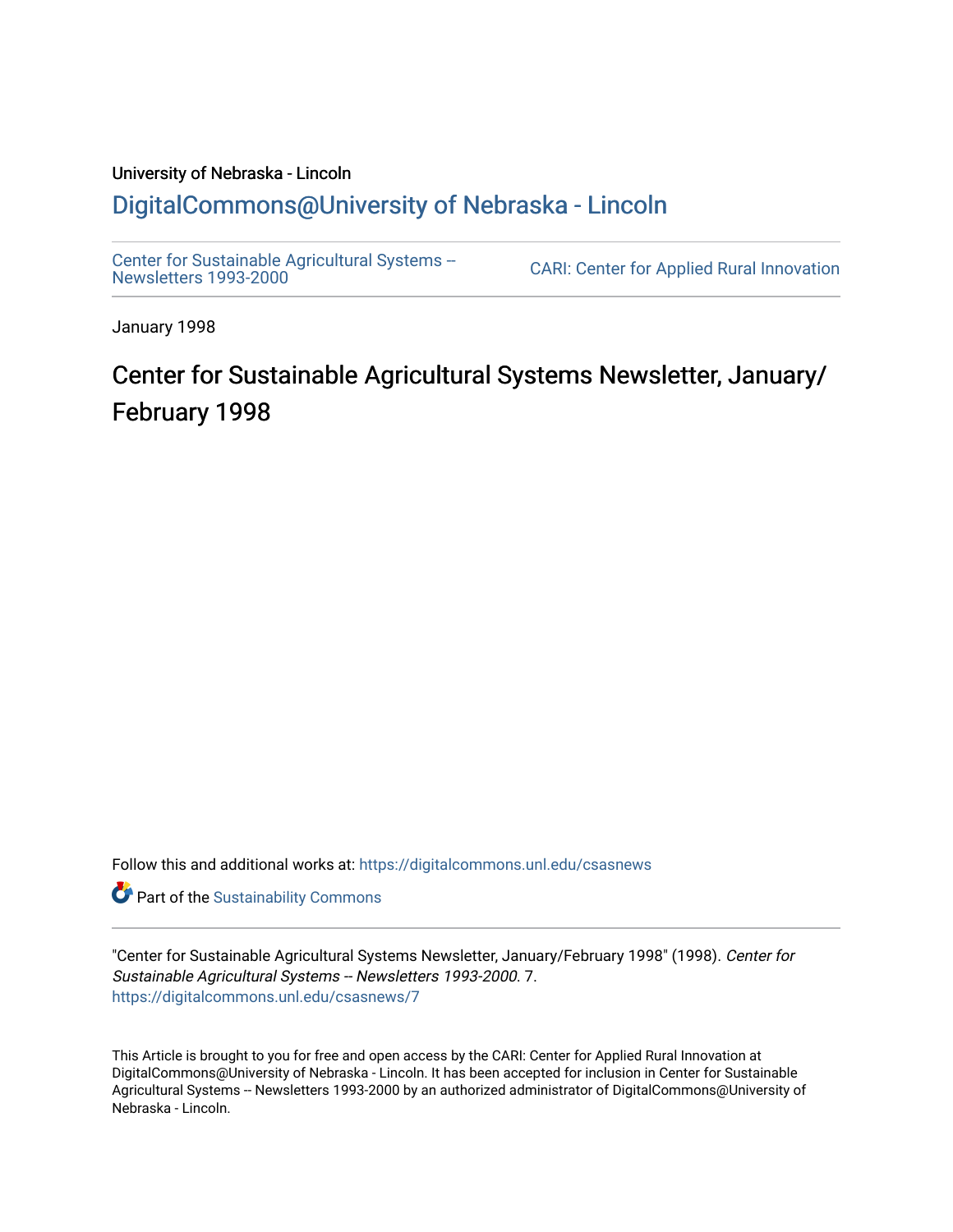University of Nebraska - Lincoln

## DigitalCommons@University of Nebraska - Lincoln

Center for Sustainable Agricultural Systems -- Newsletters 1993-2000

CARI: Center for Applied Rural Innovation

January 1998

# Center for Sustainable Agricultural Systems Newsletter, January/February 1998

Follow this and additional works at: https://digitalcommons.unl.edu/csasnews

Part of the Sustainability Commons

"Center for Sustainable Agricultural Systems Newsletter, January/February 1998" (1998). *Center for Sustainable Agricultural Systems -- Newsletters 1993-2000*. 7.
https://digitalcommons.unl.edu/csasnews/7

This Article is brought to you for free and open access by the CARI: Center for Applied Rural Innovation at DigitalCommons@University of Nebraska - Lincoln. It has been accepted for inclusion in Center for Sustainable Agricultural Systems -- Newsletters 1993-2000 by an authorized administrator of DigitalCommons@University of Nebraska - Lincoln.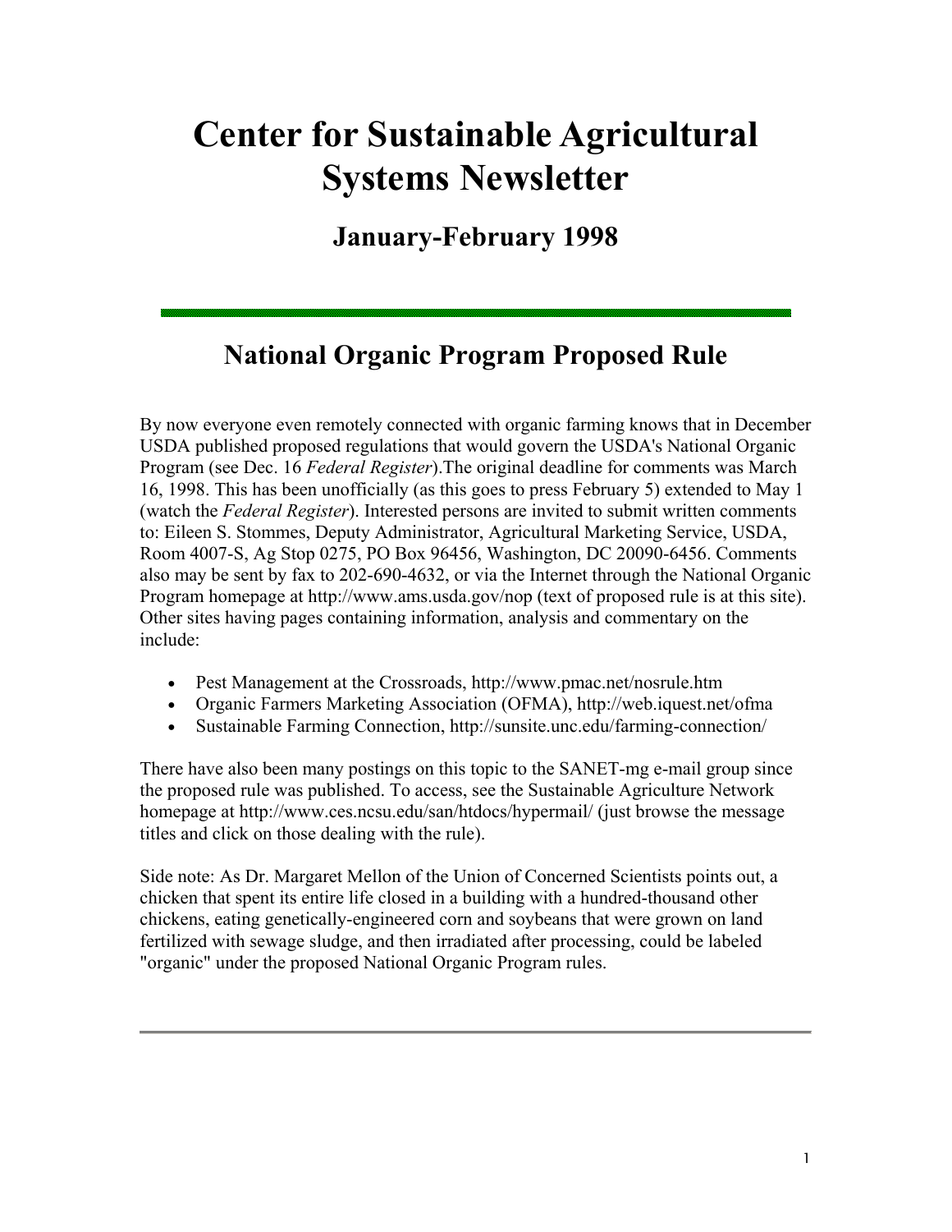# Center for Sustainable Agricultural Systems Newsletter

## January-February 1998

## National Organic Program Proposed Rule

By now everyone even remotely connected with organic farming knows that in December USDA published proposed regulations that would govern the USDA's National Organic Program (see Dec. 16 *Federal Register*).The original deadline for comments was March 16, 1998. This has been unofficially (as this goes to press February 5) extended to May 1 (watch the *Federal Register*). Interested persons are invited to submit written comments to: Eileen S. Stommes, Deputy Administrator, Agricultural Marketing Service, USDA, Room 4007-S, Ag Stop 0275, PO Box 96456, Washington, DC 20090-6456. Comments also may be sent by fax to 202-690-4632, or via the Internet through the National Organic Program homepage at http://www.ams.usda.gov/nop (text of proposed rule is at this site). Other sites having pages containing information, analysis and commentary on the include:

- Pest Management at the Crossroads, http://www.pmac.net/nosrule.htm
- Organic Farmers Marketing Association (OFMA), http://web.iquest.net/ofma
- Sustainable Farming Connection, http://sunsite.unc.edu/farming-connection/

There have also been many postings on this topic to the SANET-mg e-mail group since the proposed rule was published. To access, see the Sustainable Agriculture Network homepage at http://www.ces.ncsu.edu/san/htdocs/hypermail/ (just browse the message titles and click on those dealing with the rule).

Side note: As Dr. Margaret Mellon of the Union of Concerned Scientists points out, a chicken that spent its entire life closed in a building with a hundred-thousand other chickens, eating genetically-engineered corn and soybeans that were grown on land fertilized with sewage sludge, and then irradiated after processing, could be labeled "organic" under the proposed National Organic Program rules.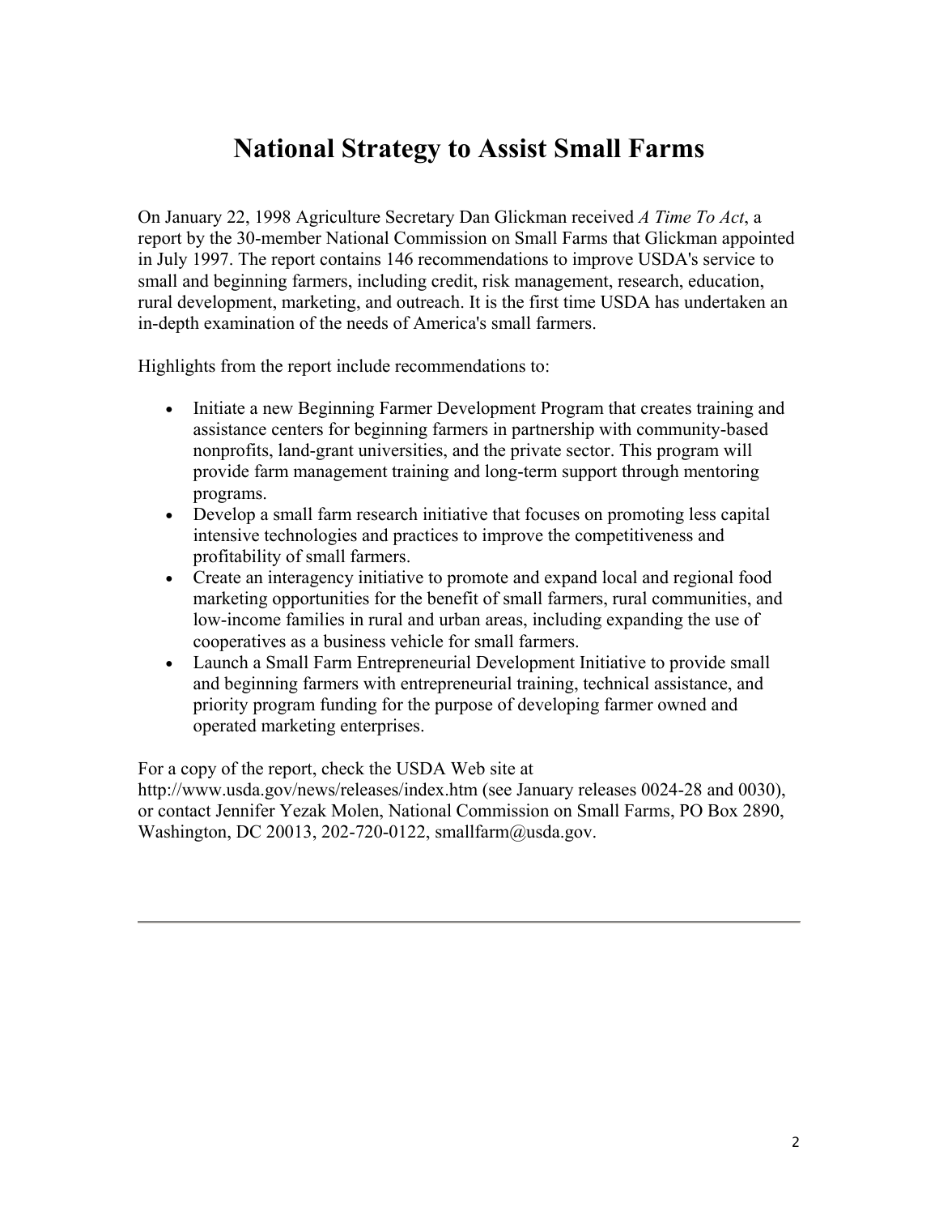# National Strategy to Assist Small Farms

On January 22, 1998 Agriculture Secretary Dan Glickman received *A Time To Act*, a report by the 30-member National Commission on Small Farms that Glickman appointed in July 1997. The report contains 146 recommendations to improve USDA's service to small and beginning farmers, including credit, risk management, research, education, rural development, marketing, and outreach. It is the first time USDA has undertaken an in-depth examination of the needs of America's small farmers.

Highlights from the report include recommendations to:

- Initiate a new Beginning Farmer Development Program that creates training and assistance centers for beginning farmers in partnership with community-based nonprofits, land-grant universities, and the private sector. This program will provide farm management training and long-term support through mentoring programs.
- Develop a small farm research initiative that focuses on promoting less capital intensive technologies and practices to improve the competitiveness and profitability of small farmers.
- Create an interagency initiative to promote and expand local and regional food marketing opportunities for the benefit of small farmers, rural communities, and low-income families in rural and urban areas, including expanding the use of cooperatives as a business vehicle for small farmers.
- Launch a Small Farm Entrepreneurial Development Initiative to provide small and beginning farmers with entrepreneurial training, technical assistance, and priority program funding for the purpose of developing farmer owned and operated marketing enterprises.

For a copy of the report, check the USDA Web site at http://www.usda.gov/news/releases/index.htm (see January releases 0024-28 and 0030), or contact Jennifer Yezak Molen, National Commission on Small Farms, PO Box 2890, Washington, DC 20013, 202-720-0122, smallfarm@usda.gov.

---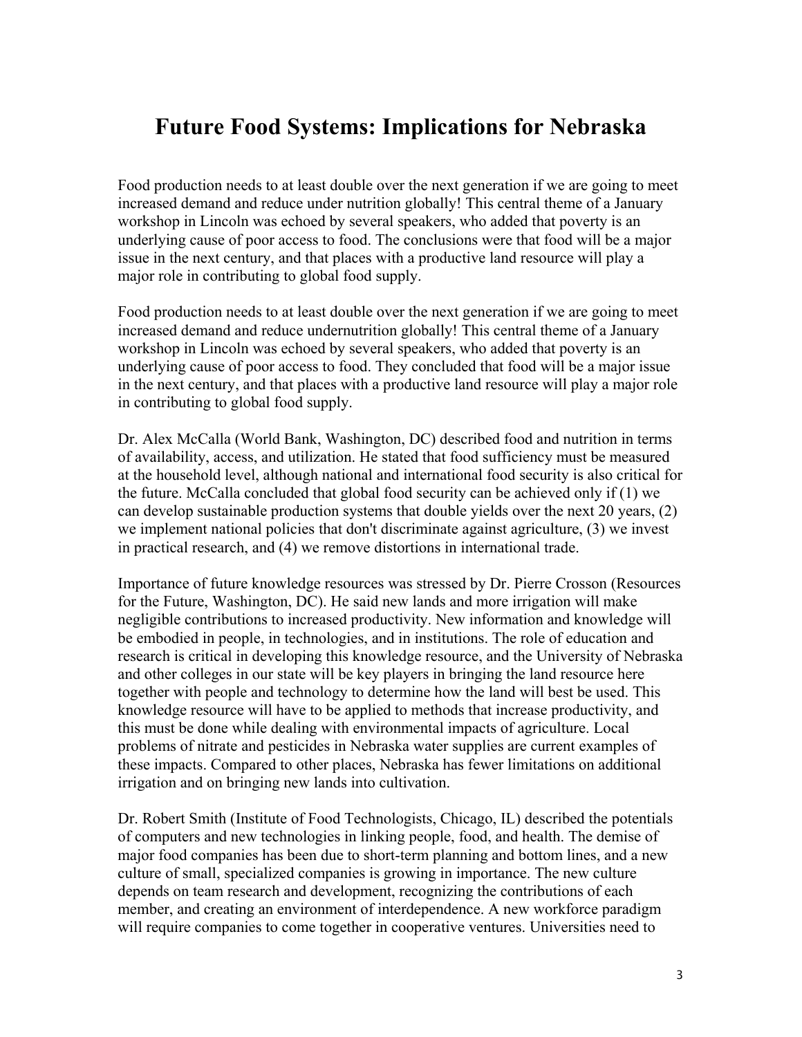# Future Food Systems: Implications for Nebraska

Food production needs to at least double over the next generation if we are going to meet increased demand and reduce under nutrition globally! This central theme of a January workshop in Lincoln was echoed by several speakers, who added that poverty is an underlying cause of poor access to food. The conclusions were that food will be a major issue in the next century, and that places with a productive land resource will play a major role in contributing to global food supply.

Food production needs to at least double over the next generation if we are going to meet increased demand and reduce undernutrition globally! This central theme of a January workshop in Lincoln was echoed by several speakers, who added that poverty is an underlying cause of poor access to food. They concluded that food will be a major issue in the next century, and that places with a productive land resource will play a major role in contributing to global food supply.

Dr. Alex McCalla (World Bank, Washington, DC) described food and nutrition in terms of availability, access, and utilization. He stated that food sufficiency must be measured at the household level, although national and international food security is also critical for the future. McCalla concluded that global food security can be achieved only if (1) we can develop sustainable production systems that double yields over the next 20 years, (2) we implement national policies that don't discriminate against agriculture, (3) we invest in practical research, and (4) we remove distortions in international trade.

Importance of future knowledge resources was stressed by Dr. Pierre Crosson (Resources for the Future, Washington, DC). He said new lands and more irrigation will make negligible contributions to increased productivity. New information and knowledge will be embodied in people, in technologies, and in institutions. The role of education and research is critical in developing this knowledge resource, and the University of Nebraska and other colleges in our state will be key players in bringing the land resource here together with people and technology to determine how the land will best be used. This knowledge resource will have to be applied to methods that increase productivity, and this must be done while dealing with environmental impacts of agriculture. Local problems of nitrate and pesticides in Nebraska water supplies are current examples of these impacts. Compared to other places, Nebraska has fewer limitations on additional irrigation and on bringing new lands into cultivation.

Dr. Robert Smith (Institute of Food Technologists, Chicago, IL) described the potentials of computers and new technologies in linking people, food, and health. The demise of major food companies has been due to short-term planning and bottom lines, and a new culture of small, specialized companies is growing in importance. The new culture depends on team research and development, recognizing the contributions of each member, and creating an environment of interdependence. A new workforce paradigm will require companies to come together in cooperative ventures. Universities need to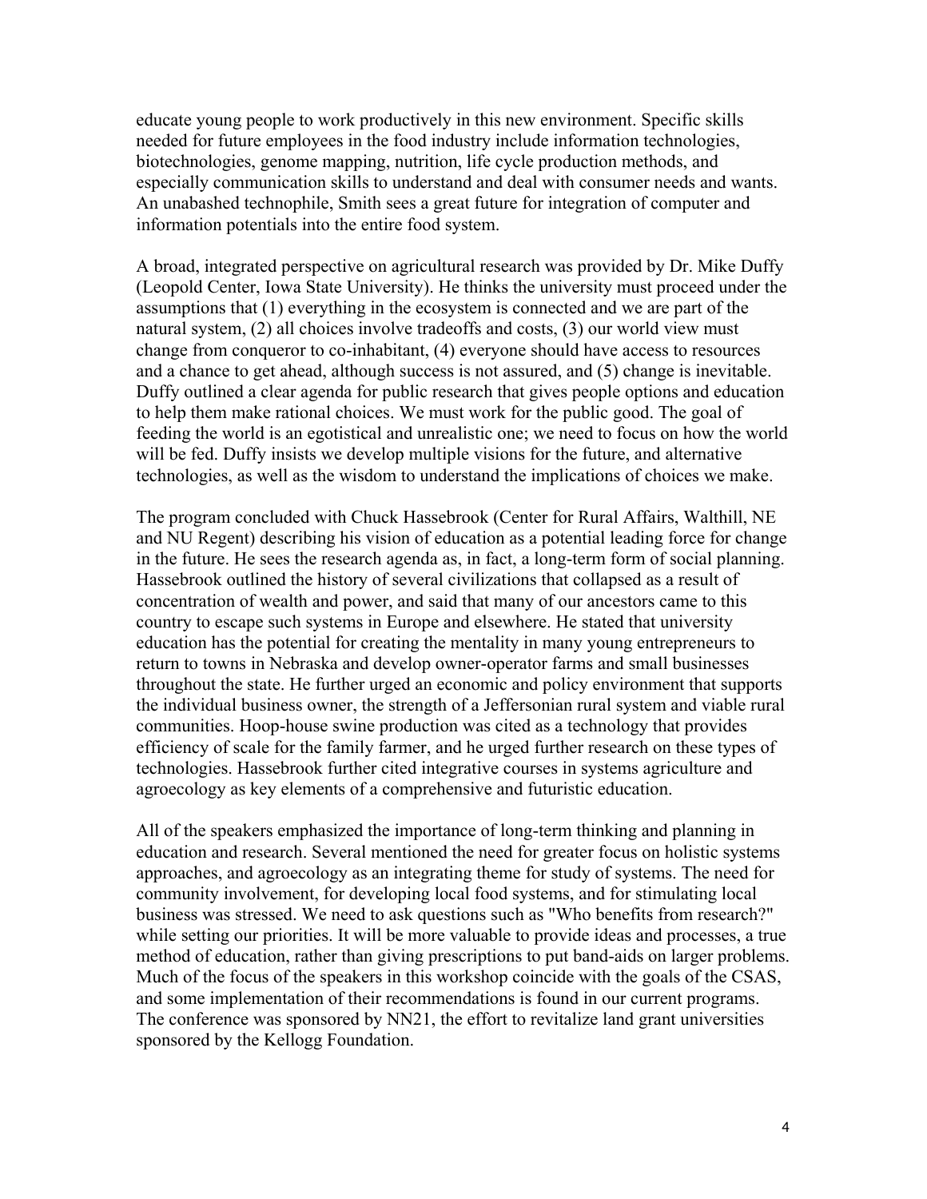educate young people to work productively in this new environment. Specific skills needed for future employees in the food industry include information technologies, biotechnologies, genome mapping, nutrition, life cycle production methods, and especially communication skills to understand and deal with consumer needs and wants. An unabashed technophile, Smith sees a great future for integration of computer and information potentials into the entire food system.

A broad, integrated perspective on agricultural research was provided by Dr. Mike Duffy (Leopold Center, Iowa State University). He thinks the university must proceed under the assumptions that (1) everything in the ecosystem is connected and we are part of the natural system, (2) all choices involve tradeoffs and costs, (3) our world view must change from conqueror to co-inhabitant, (4) everyone should have access to resources and a chance to get ahead, although success is not assured, and (5) change is inevitable. Duffy outlined a clear agenda for public research that gives people options and education to help them make rational choices. We must work for the public good. The goal of feeding the world is an egotistical and unrealistic one; we need to focus on how the world will be fed. Duffy insists we develop multiple visions for the future, and alternative technologies, as well as the wisdom to understand the implications of choices we make.

The program concluded with Chuck Hassebrook (Center for Rural Affairs, Walthill, NE and NU Regent) describing his vision of education as a potential leading force for change in the future. He sees the research agenda as, in fact, a long-term form of social planning. Hassebrook outlined the history of several civilizations that collapsed as a result of concentration of wealth and power, and said that many of our ancestors came to this country to escape such systems in Europe and elsewhere. He stated that university education has the potential for creating the mentality in many young entrepreneurs to return to towns in Nebraska and develop owner-operator farms and small businesses throughout the state. He further urged an economic and policy environment that supports the individual business owner, the strength of a Jeffersonian rural system and viable rural communities. Hoop-house swine production was cited as a technology that provides efficiency of scale for the family farmer, and he urged further research on these types of technologies. Hassebrook further cited integrative courses in systems agriculture and agroecology as key elements of a comprehensive and futuristic education.

All of the speakers emphasized the importance of long-term thinking and planning in education and research. Several mentioned the need for greater focus on holistic systems approaches, and agroecology as an integrating theme for study of systems. The need for community involvement, for developing local food systems, and for stimulating local business was stressed. We need to ask questions such as "Who benefits from research?" while setting our priorities. It will be more valuable to provide ideas and processes, a true method of education, rather than giving prescriptions to put band-aids on larger problems. Much of the focus of the speakers in this workshop coincide with the goals of the CSAS, and some implementation of their recommendations is found in our current programs. The conference was sponsored by NN21, the effort to revitalize land grant universities sponsored by the Kellogg Foundation.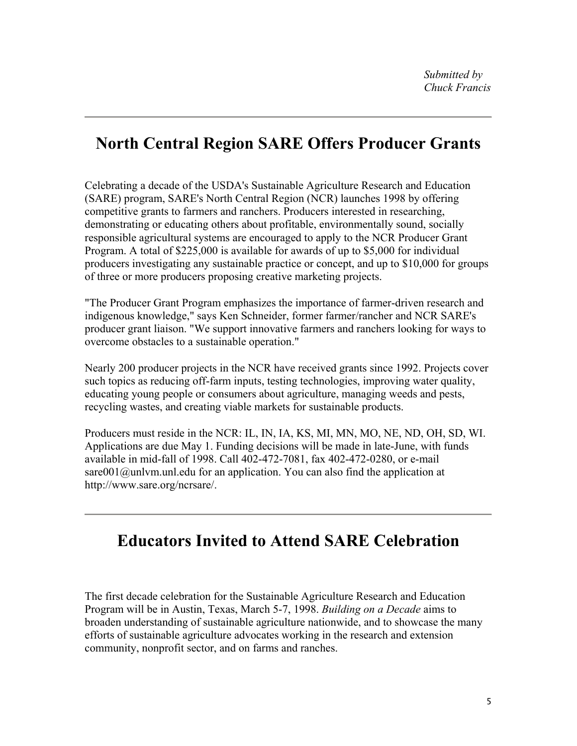*Submitted by*
*Chuck Francis*

---

## North Central Region SARE Offers Producer Grants

Celebrating a decade of the USDA's Sustainable Agriculture Research and Education (SARE) program, SARE's North Central Region (NCR) launches 1998 by offering competitive grants to farmers and ranchers. Producers interested in researching, demonstrating or educating others about profitable, environmentally sound, socially responsible agricultural systems are encouraged to apply to the NCR Producer Grant Program. A total of $225,000 is available for awards of up to $5,000 for individual producers investigating any sustainable practice or concept, and up to $10,000 for groups of three or more producers proposing creative marketing projects.

"The Producer Grant Program emphasizes the importance of farmer-driven research and indigenous knowledge," says Ken Schneider, former farmer/rancher and NCR SARE's producer grant liaison. "We support innovative farmers and ranchers looking for ways to overcome obstacles to a sustainable operation."

Nearly 200 producer projects in the NCR have received grants since 1992. Projects cover such topics as reducing off-farm inputs, testing technologies, improving water quality, educating young people or consumers about agriculture, managing weeds and pests, recycling wastes, and creating viable markets for sustainable products.

Producers must reside in the NCR: IL, IN, IA, KS, MI, MN, MO, NE, ND, OH, SD, WI. Applications are due May 1. Funding decisions will be made in late-June, with funds available in mid-fall of 1998. Call 402-472-7081, fax 402-472-0280, or e-mail sare001@unlvm.unl.edu for an application. You can also find the application at http://www.sare.org/ncrsare/.

---

## Educators Invited to Attend SARE Celebration

The first decade celebration for the Sustainable Agriculture Research and Education Program will be in Austin, Texas, March 5-7, 1998. *Building on a Decade* aims to broaden understanding of sustainable agriculture nationwide, and to showcase the many efforts of sustainable agriculture advocates working in the research and extension community, nonprofit sector, and on farms and ranches.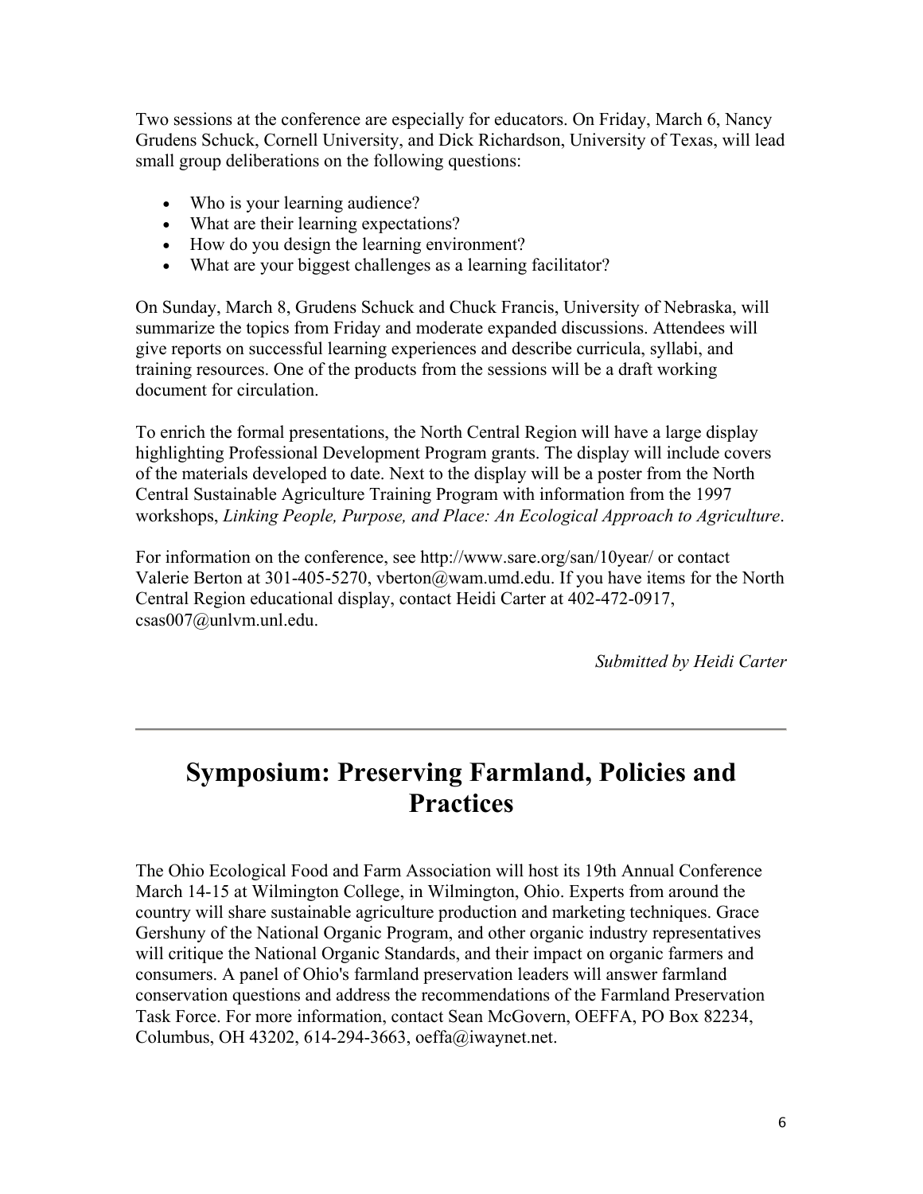Two sessions at the conference are especially for educators. On Friday, March 6, Nancy Grudens Schuck, Cornell University, and Dick Richardson, University of Texas, will lead small group deliberations on the following questions:

- Who is your learning audience?
- What are their learning expectations?
- How do you design the learning environment?
- What are your biggest challenges as a learning facilitator?

On Sunday, March 8, Grudens Schuck and Chuck Francis, University of Nebraska, will summarize the topics from Friday and moderate expanded discussions. Attendees will give reports on successful learning experiences and describe curricula, syllabi, and training resources. One of the products from the sessions will be a draft working document for circulation.

To enrich the formal presentations, the North Central Region will have a large display highlighting Professional Development Program grants. The display will include covers of the materials developed to date. Next to the display will be a poster from the North Central Sustainable Agriculture Training Program with information from the 1997 workshops, *Linking People, Purpose, and Place: An Ecological Approach to Agriculture*.

For information on the conference, see http://www.sare.org/san/10year/ or contact Valerie Berton at 301-405-5270, vberton@wam.umd.edu. If you have items for the North Central Region educational display, contact Heidi Carter at 402-472-0917, csas007@unlvm.unl.edu.

*Submitted by Heidi Carter*

---

# Symposium: Preserving Farmland, Policies and Practices

The Ohio Ecological Food and Farm Association will host its 19th Annual Conference March 14-15 at Wilmington College, in Wilmington, Ohio. Experts from around the country will share sustainable agriculture production and marketing techniques. Grace Gershuny of the National Organic Program, and other organic industry representatives will critique the National Organic Standards, and their impact on organic farmers and consumers. A panel of Ohio's farmland preservation leaders will answer farmland conservation questions and address the recommendations of the Farmland Preservation Task Force. For more information, contact Sean McGovern, OEFFA, PO Box 82234, Columbus, OH 43202, 614-294-3663, oeffa@iwaynet.net.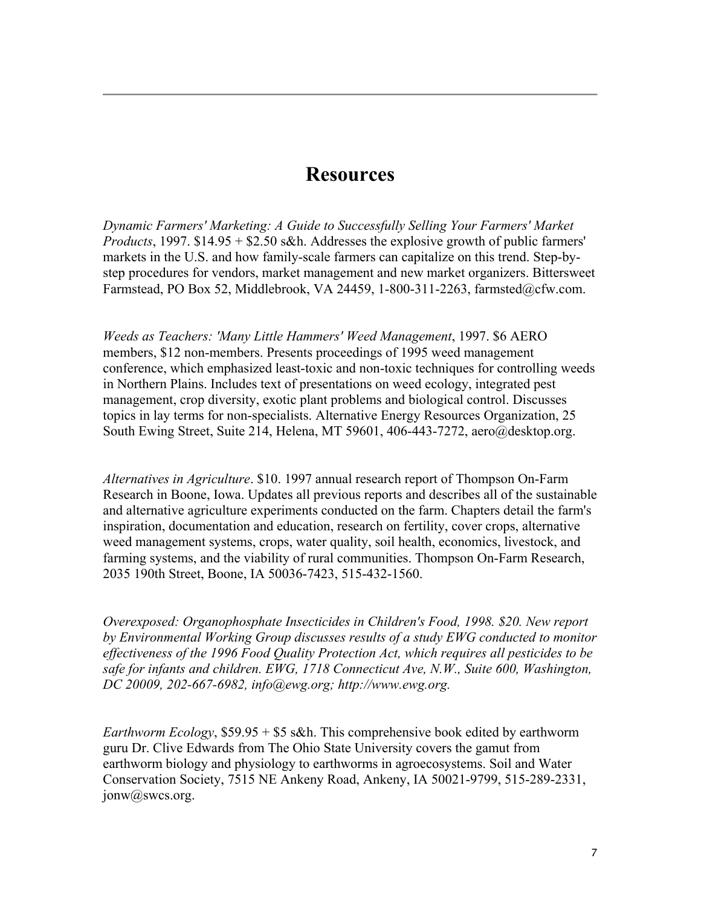## Resources

*Dynamic Farmers' Marketing: A Guide to Successfully Selling Your Farmers' Market Products*, 1997. $14.95 + $2.50 s&h. Addresses the explosive growth of public farmers' markets in the U.S. and how family-scale farmers can capitalize on this trend. Step-by-step procedures for vendors, market management and new market organizers. Bittersweet Farmstead, PO Box 52, Middlebrook, VA 24459, 1-800-311-2263, farmsted@cfw.com.

*Weeds as Teachers: 'Many Little Hammers' Weed Management*, 1997. $6 AERO members, $12 non-members. Presents proceedings of 1995 weed management conference, which emphasized least-toxic and non-toxic techniques for controlling weeds in Northern Plains. Includes text of presentations on weed ecology, integrated pest management, crop diversity, exotic plant problems and biological control. Discusses topics in lay terms for non-specialists. Alternative Energy Resources Organization, 25 South Ewing Street, Suite 214, Helena, MT 59601, 406-443-7272, aero@desktop.org.

*Alternatives in Agriculture*. $10. 1997 annual research report of Thompson On-Farm Research in Boone, Iowa. Updates all previous reports and describes all of the sustainable and alternative agriculture experiments conducted on the farm. Chapters detail the farm's inspiration, documentation and education, research on fertility, cover crops, alternative weed management systems, crops, water quality, soil health, economics, livestock, and farming systems, and the viability of rural communities. Thompson On-Farm Research, 2035 190th Street, Boone, IA 50036-7423, 515-432-1560.

*Overexposed: Organophosphate Insecticides in Children's Food, 1998. $20. New report by Environmental Working Group discusses results of a study EWG conducted to monitor effectiveness of the 1996 Food Quality Protection Act, which requires all pesticides to be safe for infants and children. EWG, 1718 Connecticut Ave, N.W., Suite 600, Washington, DC 20009, 202-667-6982, info@ewg.org; http://www.ewg.org.*

*Earthworm Ecology*, $59.95 + $5 s&h. This comprehensive book edited by earthworm guru Dr. Clive Edwards from The Ohio State University covers the gamut from earthworm biology and physiology to earthworms in agroecosystems. Soil and Water Conservation Society, 7515 NE Ankeny Road, Ankeny, IA 50021-9799, 515-289-2331, jonw@swcs.org.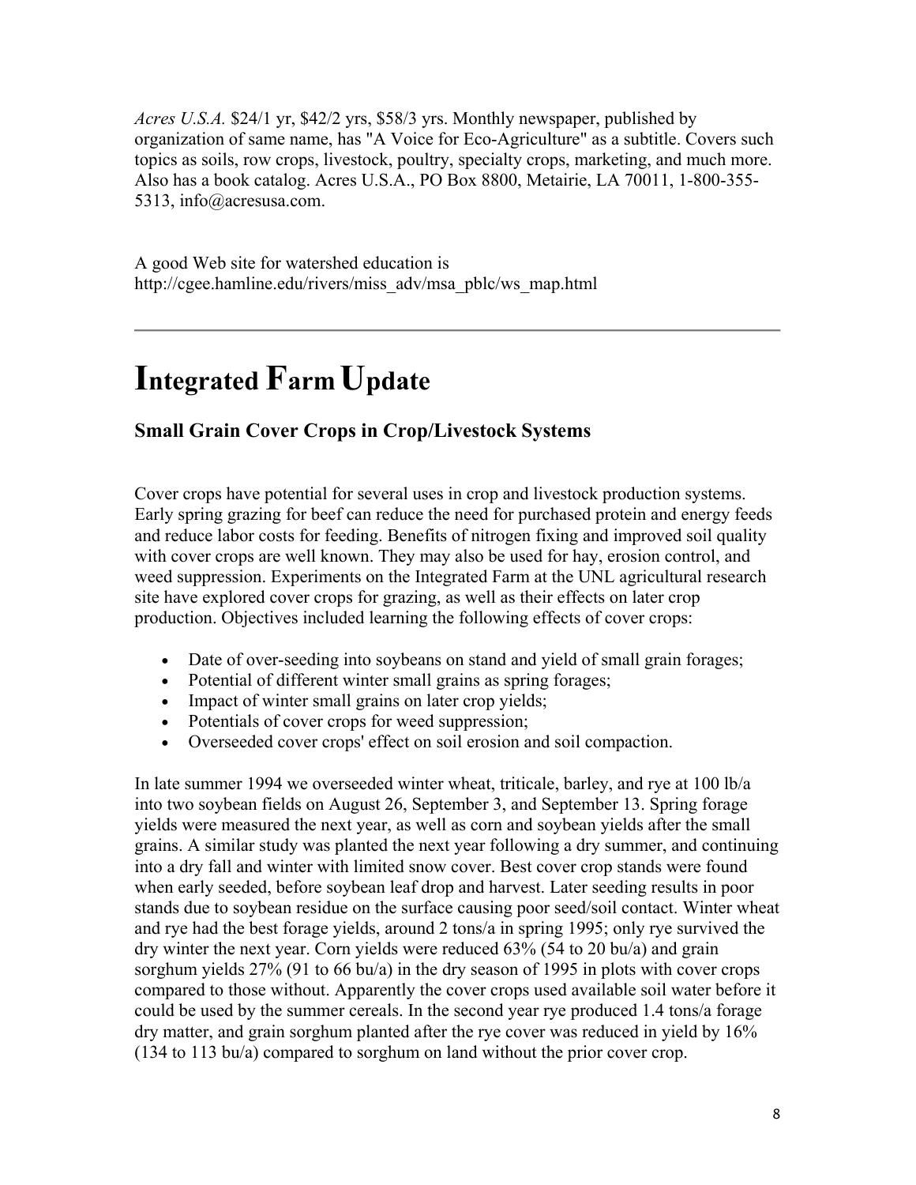*Acres U.S.A.* $24/1 yr, $42/2 yrs, $58/3 yrs. Monthly newspaper, published by organization of same name, has "A Voice for Eco-Agriculture" as a subtitle. Covers such topics as soils, row crops, livestock, poultry, specialty crops, marketing, and much more. Also has a book catalog. Acres U.S.A., PO Box 8800, Metairie, LA 70011, 1-800-355-5313, info@acresusa.com.

A good Web site for watershed education is http://cgee.hamline.edu/rivers/miss_adv/msa_pblc/ws_map.html

---

# Integrated Farm Update

### Small Grain Cover Crops in Crop/Livestock Systems

Cover crops have potential for several uses in crop and livestock production systems. Early spring grazing for beef can reduce the need for purchased protein and energy feeds and reduce labor costs for feeding. Benefits of nitrogen fixing and improved soil quality with cover crops are well known. They may also be used for hay, erosion control, and weed suppression. Experiments on the Integrated Farm at the UNL agricultural research site have explored cover crops for grazing, as well as their effects on later crop production. Objectives included learning the following effects of cover crops:

- Date of over-seeding into soybeans on stand and yield of small grain forages;
- Potential of different winter small grains as spring forages;
- Impact of winter small grains on later crop yields;
- Potentials of cover crops for weed suppression;
- Overseeded cover crops' effect on soil erosion and soil compaction.

In late summer 1994 we overseeded winter wheat, triticale, barley, and rye at 100 lb/a into two soybean fields on August 26, September 3, and September 13. Spring forage yields were measured the next year, as well as corn and soybean yields after the small grains. A similar study was planted the next year following a dry summer, and continuing into a dry fall and winter with limited snow cover. Best cover crop stands were found when early seeded, before soybean leaf drop and harvest. Later seeding results in poor stands due to soybean residue on the surface causing poor seed/soil contact. Winter wheat and rye had the best forage yields, around 2 tons/a in spring 1995; only rye survived the dry winter the next year. Corn yields were reduced 63% (54 to 20 bu/a) and grain sorghum yields 27% (91 to 66 bu/a) in the dry season of 1995 in plots with cover crops compared to those without. Apparently the cover crops used available soil water before it could be used by the summer cereals. In the second year rye produced 1.4 tons/a forage dry matter, and grain sorghum planted after the rye cover was reduced in yield by 16% (134 to 113 bu/a) compared to sorghum on land without the prior cover crop.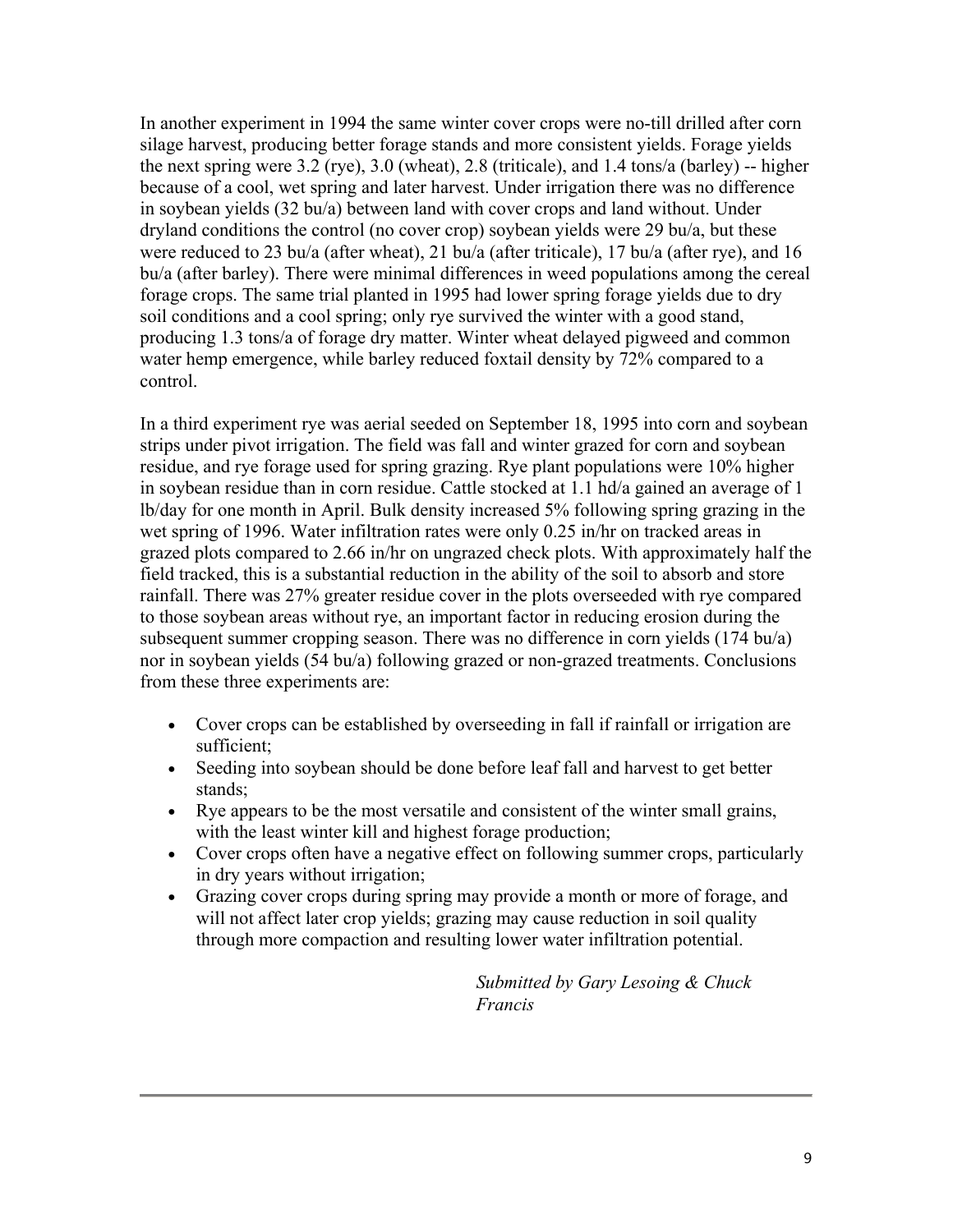In another experiment in 1994 the same winter cover crops were no-till drilled after corn silage harvest, producing better forage stands and more consistent yields. Forage yields the next spring were 3.2 (rye), 3.0 (wheat), 2.8 (triticale), and 1.4 tons/a (barley) -- higher because of a cool, wet spring and later harvest. Under irrigation there was no difference in soybean yields (32 bu/a) between land with cover crops and land without. Under dryland conditions the control (no cover crop) soybean yields were 29 bu/a, but these were reduced to 23 bu/a (after wheat), 21 bu/a (after triticale), 17 bu/a (after rye), and 16 bu/a (after barley). There were minimal differences in weed populations among the cereal forage crops. The same trial planted in 1995 had lower spring forage yields due to dry soil conditions and a cool spring; only rye survived the winter with a good stand, producing 1.3 tons/a of forage dry matter. Winter wheat delayed pigweed and common water hemp emergence, while barley reduced foxtail density by 72% compared to a control.

In a third experiment rye was aerial seeded on September 18, 1995 into corn and soybean strips under pivot irrigation. The field was fall and winter grazed for corn and soybean residue, and rye forage used for spring grazing. Rye plant populations were 10% higher in soybean residue than in corn residue. Cattle stocked at 1.1 hd/a gained an average of 1 lb/day for one month in April. Bulk density increased 5% following spring grazing in the wet spring of 1996. Water infiltration rates were only 0.25 in/hr on tracked areas in grazed plots compared to 2.66 in/hr on ungrazed check plots. With approximately half the field tracked, this is a substantial reduction in the ability of the soil to absorb and store rainfall. There was 27% greater residue cover in the plots overseeded with rye compared to those soybean areas without rye, an important factor in reducing erosion during the subsequent summer cropping season. There was no difference in corn yields (174 bu/a) nor in soybean yields (54 bu/a) following grazed or non-grazed treatments. Conclusions from these three experiments are:

- Cover crops can be established by overseeding in fall if rainfall or irrigation are sufficient;
- Seeding into soybean should be done before leaf fall and harvest to get better stands;
- Rye appears to be the most versatile and consistent of the winter small grains, with the least winter kill and highest forage production;
- Cover crops often have a negative effect on following summer crops, particularly in dry years without irrigation;
- Grazing cover crops during spring may provide a month or more of forage, and will not affect later crop yields; grazing may cause reduction in soil quality through more compaction and resulting lower water infiltration potential.

*Submitted by Gary Lesoing & Chuck Francis*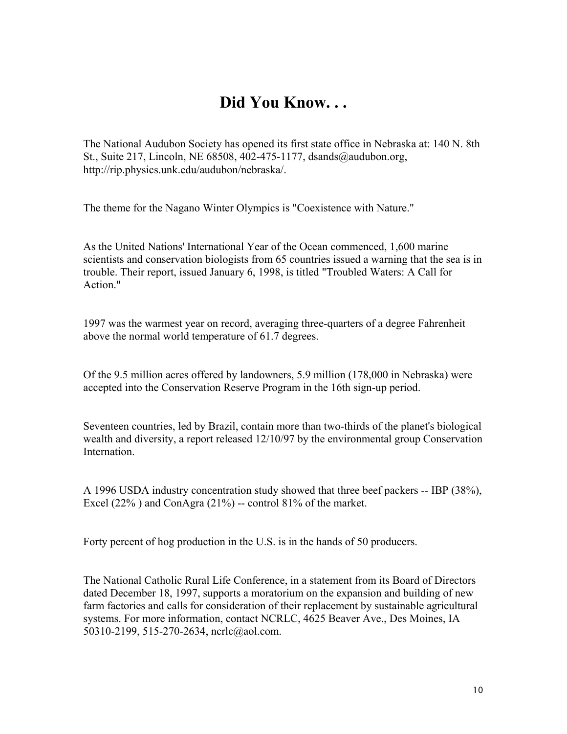# Did You Know. . .

The National Audubon Society has opened its first state office in Nebraska at: 140 N. 8th St., Suite 217, Lincoln, NE 68508, 402-475-1177, dsands@audubon.org, http://rip.physics.unk.edu/audubon/nebraska/.

The theme for the Nagano Winter Olympics is "Coexistence with Nature."

As the United Nations' International Year of the Ocean commenced, 1,600 marine scientists and conservation biologists from 65 countries issued a warning that the sea is in trouble. Their report, issued January 6, 1998, is titled "Troubled Waters: A Call for Action."

1997 was the warmest year on record, averaging three-quarters of a degree Fahrenheit above the normal world temperature of 61.7 degrees.

Of the 9.5 million acres offered by landowners, 5.9 million (178,000 in Nebraska) were accepted into the Conservation Reserve Program in the 16th sign-up period.

Seventeen countries, led by Brazil, contain more than two-thirds of the planet's biological wealth and diversity, a report released 12/10/97 by the environmental group Conservation Internation.

A 1996 USDA industry concentration study showed that three beef packers -- IBP (38%), Excel (22% ) and ConAgra (21%) -- control 81% of the market.

Forty percent of hog production in the U.S. is in the hands of 50 producers.

The National Catholic Rural Life Conference, in a statement from its Board of Directors dated December 18, 1997, supports a moratorium on the expansion and building of new farm factories and calls for consideration of their replacement by sustainable agricultural systems. For more information, contact NCRLC, 4625 Beaver Ave., Des Moines, IA 50310-2199, 515-270-2634, ncrlc@aol.com.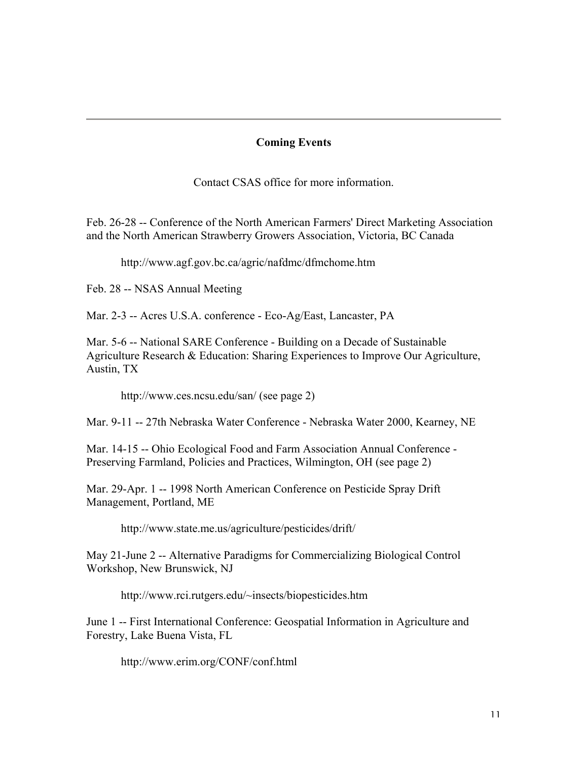---

## Coming Events

Contact CSAS office for more information.

Feb. 26-28 -- Conference of the North American Farmers' Direct Marketing Association and the North American Strawberry Growers Association, Victoria, BC Canada

http://www.agf.gov.bc.ca/agric/nafdmc/dfmchome.htm

Feb. 28 -- NSAS Annual Meeting

Mar. 2-3 -- Acres U.S.A. conference - Eco-Ag/East, Lancaster, PA

Mar. 5-6 -- National SARE Conference - Building on a Decade of Sustainable Agriculture Research & Education: Sharing Experiences to Improve Our Agriculture, Austin, TX

http://www.ces.ncsu.edu/san/ (see page 2)

Mar. 9-11 -- 27th Nebraska Water Conference - Nebraska Water 2000, Kearney, NE

Mar. 14-15 -- Ohio Ecological Food and Farm Association Annual Conference - Preserving Farmland, Policies and Practices, Wilmington, OH (see page 2)

Mar. 29-Apr. 1 -- 1998 North American Conference on Pesticide Spray Drift Management, Portland, ME

http://www.state.me.us/agriculture/pesticides/drift/

May 21-June 2 -- Alternative Paradigms for Commercializing Biological Control Workshop, New Brunswick, NJ

http://www.rci.rutgers.edu/~insects/biopesticides.htm

June 1 -- First International Conference: Geospatial Information in Agriculture and Forestry, Lake Buena Vista, FL

http://www.erim.org/CONF/conf.html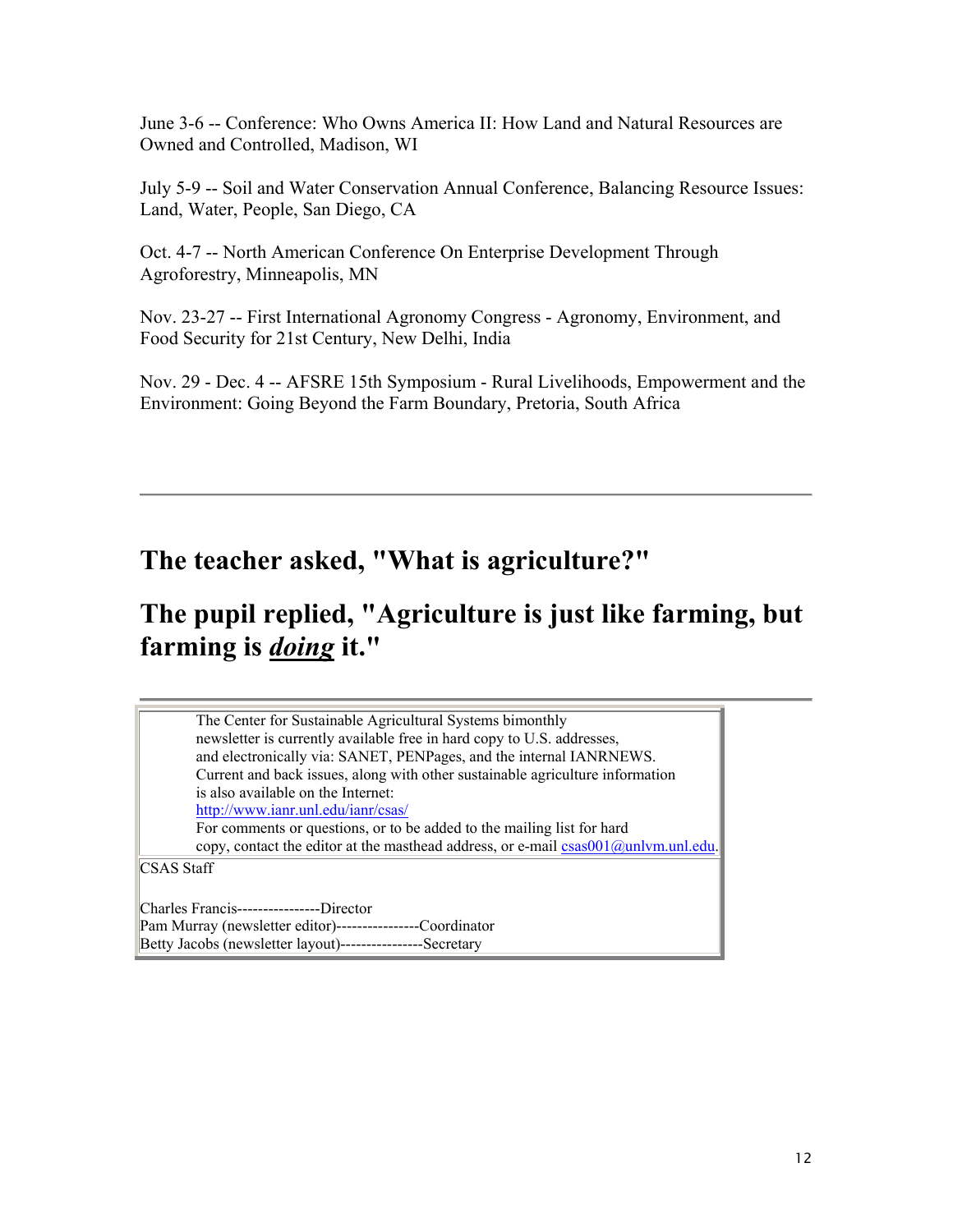June 3-6 -- Conference: Who Owns America II: How Land and Natural Resources are Owned and Controlled, Madison, WI

July 5-9 -- Soil and Water Conservation Annual Conference, Balancing Resource Issues: Land, Water, People, San Diego, CA

Oct. 4-7 -- North American Conference On Enterprise Development Through Agroforestry, Minneapolis, MN

Nov. 23-27 -- First International Agronomy Congress - Agronomy, Environment, and Food Security for 21st Century, New Delhi, India

Nov. 29 - Dec. 4 -- AFSRE 15th Symposium - Rural Livelihoods, Empowerment and the Environment: Going Beyond the Farm Boundary, Pretoria, South Africa

---

## The teacher asked, "What is agriculture?"

## The pupil replied, "Agriculture is just like farming, but farming is ***doing*** it."

---

The Center for Sustainable Agricultural Systems bimonthly newsletter is currently available free in hard copy to U.S. addresses, and electronically via: SANET, PENPages, and the internal IANRNEWS. Current and back issues, along with other sustainable agriculture information is also available on the Internet: http://www.ianr.unl.edu/ianr/csas/
For comments or questions, or to be added to the mailing list for hard copy, contact the editor at the masthead address, or e-mail csas001@unlvm.unl.edu.

CSAS Staff

Charles Francis----------------Director
Pam Murray (newsletter editor)----------------Coordinator
Betty Jacobs (newsletter layout)----------------Secretary